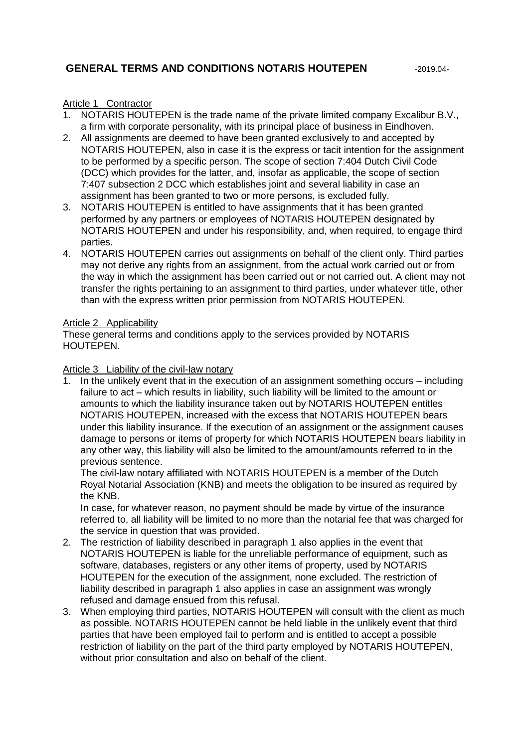# GENERAL TERMS AND CONDITIONS NOTARIS HOUTEPEN

-2019.04-

## Article 1 Contractor

1. NOTARIS HOUTEPEN is the trade name of the private limited company Excalibur B.V., a firm with corporate personality, with its principal place of business in Eindhoven.
2. All assignments are deemed to have been granted exclusively to and accepted by NOTARIS HOUTEPEN, also in case it is the express or tacit intention for the assignment to be performed by a specific person. The scope of section 7:404 Dutch Civil Code (DCC) which provides for the latter, and, insofar as applicable, the scope of section 7:407 subsection 2 DCC which establishes joint and several liability in case an assignment has been granted to two or more persons, is excluded fully.
3. NOTARIS HOUTEPEN is entitled to have assignments that it has been granted performed by any partners or employees of NOTARIS HOUTEPEN designated by NOTARIS HOUTEPEN and under his responsibility, and, when required, to engage third parties.
4. NOTARIS HOUTEPEN carries out assignments on behalf of the client only. Third parties may not derive any rights from an assignment, from the actual work carried out or from the way in which the assignment has been carried out or not carried out. A client may not transfer the rights pertaining to an assignment to third parties, under whatever title, other than with the express written prior permission from NOTARIS HOUTEPEN.

## Article 2 Applicability

These general terms and conditions apply to the services provided by NOTARIS HOUTEPEN.

## Article 3 Liability of the civil-law notary

1. In the unlikely event that in the execution of an assignment something occurs – including failure to act – which results in liability, such liability will be limited to the amount or amounts to which the liability insurance taken out by NOTARIS HOUTEPEN entitles NOTARIS HOUTEPEN, increased with the excess that NOTARIS HOUTEPEN bears under this liability insurance. If the execution of an assignment or the assignment causes damage to persons or items of property for which NOTARIS HOUTEPEN bears liability in any other way, this liability will also be limited to the amount/amounts referred to in the previous sentence.
   The civil-law notary affiliated with NOTARIS HOUTEPEN is a member of the Dutch Royal Notarial Association (KNB) and meets the obligation to be insured as required by the KNB.
   In case, for whatever reason, no payment should be made by virtue of the insurance referred to, all liability will be limited to no more than the notarial fee that was charged for the service in question that was provided.
2. The restriction of liability described in paragraph 1 also applies in the event that NOTARIS HOUTEPEN is liable for the unreliable performance of equipment, such as software, databases, registers or any other items of property, used by NOTARIS HOUTEPEN for the execution of the assignment, none excluded. The restriction of liability described in paragraph 1 also applies in case an assignment was wrongly refused and damage ensued from this refusal.
3. When employing third parties, NOTARIS HOUTEPEN will consult with the client as much as possible. NOTARIS HOUTEPEN cannot be held liable in the unlikely event that third parties that have been employed fail to perform and is entitled to accept a possible restriction of liability on the part of the third party employed by NOTARIS HOUTEPEN, without prior consultation and also on behalf of the client.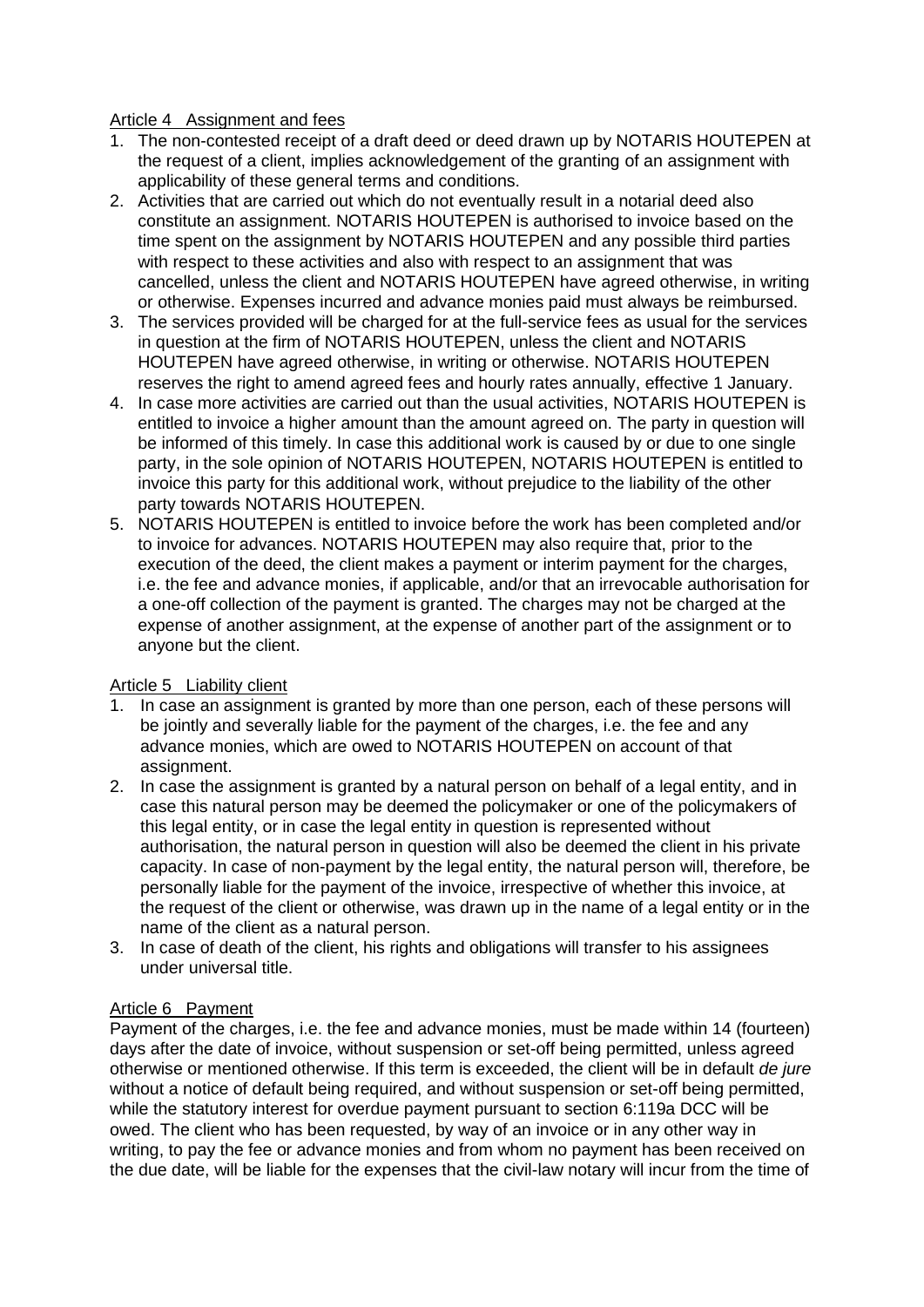Article 4 Assignment and fees

1. The non-contested receipt of a draft deed or deed drawn up by NOTARIS HOUTEPEN at the request of a client, implies acknowledgement of the granting of an assignment with applicability of these general terms and conditions.
2. Activities that are carried out which do not eventually result in a notarial deed also constitute an assignment. NOTARIS HOUTEPEN is authorised to invoice based on the time spent on the assignment by NOTARIS HOUTEPEN and any possible third parties with respect to these activities and also with respect to an assignment that was cancelled, unless the client and NOTARIS HOUTEPEN have agreed otherwise, in writing or otherwise. Expenses incurred and advance monies paid must always be reimbursed.
3. The services provided will be charged for at the full-service fees as usual for the services in question at the firm of NOTARIS HOUTEPEN, unless the client and NOTARIS HOUTEPEN have agreed otherwise, in writing or otherwise. NOTARIS HOUTEPEN reserves the right to amend agreed fees and hourly rates annually, effective 1 January.
4. In case more activities are carried out than the usual activities, NOTARIS HOUTEPEN is entitled to invoice a higher amount than the amount agreed on. The party in question will be informed of this timely. In case this additional work is caused by or due to one single party, in the sole opinion of NOTARIS HOUTEPEN, NOTARIS HOUTEPEN is entitled to invoice this party for this additional work, without prejudice to the liability of the other party towards NOTARIS HOUTEPEN.
5. NOTARIS HOUTEPEN is entitled to invoice before the work has been completed and/or to invoice for advances. NOTARIS HOUTEPEN may also require that, prior to the execution of the deed, the client makes a payment or interim payment for the charges, i.e. the fee and advance monies, if applicable, and/or that an irrevocable authorisation for a one-off collection of the payment is granted. The charges may not be charged at the expense of another assignment, at the expense of another part of the assignment or to anyone but the client.

Article 5 Liability client

1. In case an assignment is granted by more than one person, each of these persons will be jointly and severally liable for the payment of the charges, i.e. the fee and any advance monies, which are owed to NOTARIS HOUTEPEN on account of that assignment.
2. In case the assignment is granted by a natural person on behalf of a legal entity, and in case this natural person may be deemed the policymaker or one of the policymakers of this legal entity, or in case the legal entity in question is represented without authorisation, the natural person in question will also be deemed the client in his private capacity. In case of non-payment by the legal entity, the natural person will, therefore, be personally liable for the payment of the invoice, irrespective of whether this invoice, at the request of the client or otherwise, was drawn up in the name of a legal entity or in the name of the client as a natural person.
3. In case of death of the client, his rights and obligations will transfer to his assignees under universal title.

Article 6 Payment

Payment of the charges, i.e. the fee and advance monies, must be made within 14 (fourteen) days after the date of invoice, without suspension or set-off being permitted, unless agreed otherwise or mentioned otherwise. If this term is exceeded, the client will be in default *de jure* without a notice of default being required, and without suspension or set-off being permitted, while the statutory interest for overdue payment pursuant to section 6:119a DCC will be owed. The client who has been requested, by way of an invoice or in any other way in writing, to pay the fee or advance monies and from whom no payment has been received on the due date, will be liable for the expenses that the civil-law notary will incur from the time of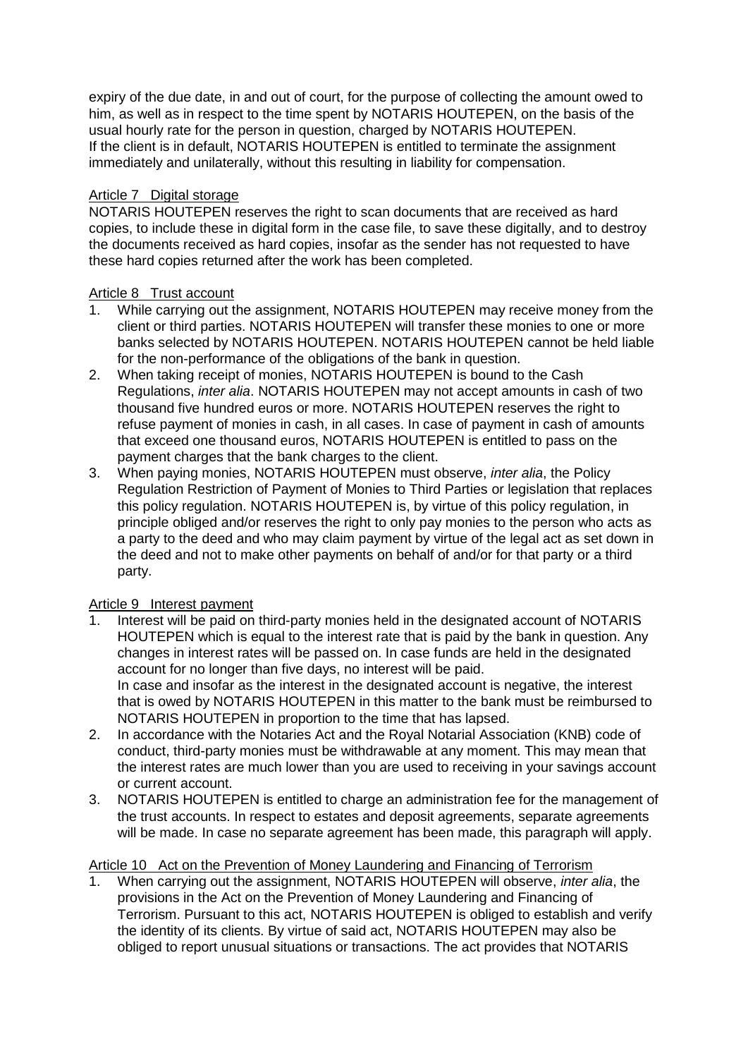expiry of the due date, in and out of court, for the purpose of collecting the amount owed to him, as well as in respect to the time spent by NOTARIS HOUTEPEN, on the basis of the usual hourly rate for the person in question, charged by NOTARIS HOUTEPEN.
If the client is in default, NOTARIS HOUTEPEN is entitled to terminate the assignment immediately and unilaterally, without this resulting in liability for compensation.

### Article 7 Digital storage

NOTARIS HOUTEPEN reserves the right to scan documents that are received as hard copies, to include these in digital form in the case file, to save these digitally, and to destroy the documents received as hard copies, insofar as the sender has not requested to have these hard copies returned after the work has been completed.

### Article 8 Trust account

1. While carrying out the assignment, NOTARIS HOUTEPEN may receive money from the client or third parties. NOTARIS HOUTEPEN will transfer these monies to one or more banks selected by NOTARIS HOUTEPEN. NOTARIS HOUTEPEN cannot be held liable for the non-performance of the obligations of the bank in question.
2. When taking receipt of monies, NOTARIS HOUTEPEN is bound to the Cash Regulations, *inter alia*. NOTARIS HOUTEPEN may not accept amounts in cash of two thousand five hundred euros or more. NOTARIS HOUTEPEN reserves the right to refuse payment of monies in cash, in all cases. In case of payment in cash of amounts that exceed one thousand euros, NOTARIS HOUTEPEN is entitled to pass on the payment charges that the bank charges to the client.
3. When paying monies, NOTARIS HOUTEPEN must observe, *inter alia*, the Policy Regulation Restriction of Payment of Monies to Third Parties or legislation that replaces this policy regulation. NOTARIS HOUTEPEN is, by virtue of this policy regulation, in principle obliged and/or reserves the right to only pay monies to the person who acts as a party to the deed and who may claim payment by virtue of the legal act as set down in the deed and not to make other payments on behalf of and/or for that party or a third party.

### Article 9 Interest payment

1. Interest will be paid on third-party monies held in the designated account of NOTARIS HOUTEPEN which is equal to the interest rate that is paid by the bank in question. Any changes in interest rates will be passed on. In case funds are held in the designated account for no longer than five days, no interest will be paid.
   In case and insofar as the interest in the designated account is negative, the interest that is owed by NOTARIS HOUTEPEN in this matter to the bank must be reimbursed to NOTARIS HOUTEPEN in proportion to the time that has lapsed.
2. In accordance with the Notaries Act and the Royal Notarial Association (KNB) code of conduct, third-party monies must be withdrawable at any moment. This may mean that the interest rates are much lower than you are used to receiving in your savings account or current account.
3. NOTARIS HOUTEPEN is entitled to charge an administration fee for the management of the trust accounts. In respect to estates and deposit agreements, separate agreements will be made. In case no separate agreement has been made, this paragraph will apply.

### Article 10 Act on the Prevention of Money Laundering and Financing of Terrorism

1. When carrying out the assignment, NOTARIS HOUTEPEN will observe, *inter alia*, the provisions in the Act on the Prevention of Money Laundering and Financing of Terrorism. Pursuant to this act, NOTARIS HOUTEPEN is obliged to establish and verify the identity of its clients. By virtue of said act, NOTARIS HOUTEPEN may also be obliged to report unusual situations or transactions. The act provides that NOTARIS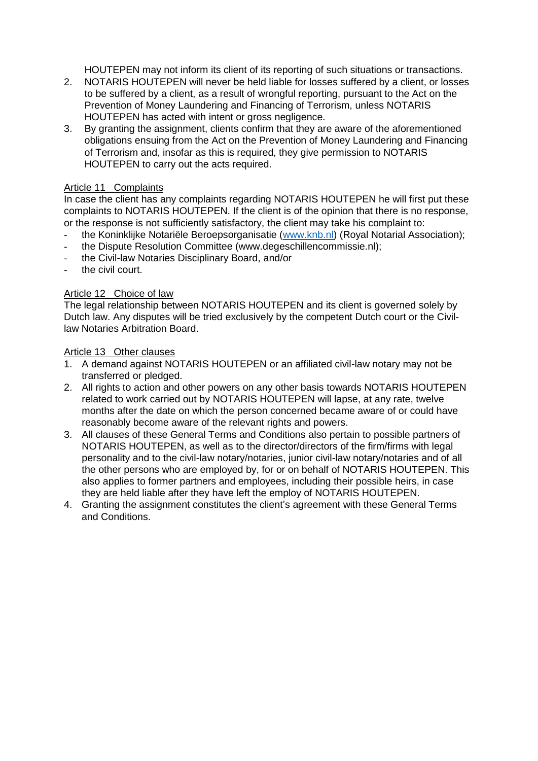HOUTEPEN may not inform its client of its reporting of such situations or transactions.

2. NOTARIS HOUTEPEN will never be held liable for losses suffered by a client, or losses to be suffered by a client, as a result of wrongful reporting, pursuant to the Act on the Prevention of Money Laundering and Financing of Terrorism, unless NOTARIS HOUTEPEN has acted with intent or gross negligence.
3. By granting the assignment, clients confirm that they are aware of the aforementioned obligations ensuing from the Act on the Prevention of Money Laundering and Financing of Terrorism and, insofar as this is required, they give permission to NOTARIS HOUTEPEN to carry out the acts required.

Article 11 Complaints

In case the client has any complaints regarding NOTARIS HOUTEPEN he will first put these complaints to NOTARIS HOUTEPEN. If the client is of the opinion that there is no response, or the response is not sufficiently satisfactory, the client may take his complaint to:

- the Koninklijke Notariële Beroepsorganisatie (www.knb.nl) (Royal Notarial Association);
- the Dispute Resolution Committee (www.degeschillencommissie.nl);
- the Civil-law Notaries Disciplinary Board, and/or
- the civil court.

Article 12 Choice of law

The legal relationship between NOTARIS HOUTEPEN and its client is governed solely by Dutch law. Any disputes will be tried exclusively by the competent Dutch court or the Civil-law Notaries Arbitration Board.

Article 13 Other clauses

1. A demand against NOTARIS HOUTEPEN or an affiliated civil-law notary may not be transferred or pledged.
2. All rights to action and other powers on any other basis towards NOTARIS HOUTEPEN related to work carried out by NOTARIS HOUTEPEN will lapse, at any rate, twelve months after the date on which the person concerned became aware of or could have reasonably become aware of the relevant rights and powers.
3. All clauses of these General Terms and Conditions also pertain to possible partners of NOTARIS HOUTEPEN, as well as to the director/directors of the firm/firms with legal personality and to the civil-law notary/notaries, junior civil-law notary/notaries and of all the other persons who are employed by, for or on behalf of NOTARIS HOUTEPEN. This also applies to former partners and employees, including their possible heirs, in case they are held liable after they have left the employ of NOTARIS HOUTEPEN.
4. Granting the assignment constitutes the client's agreement with these General Terms and Conditions.